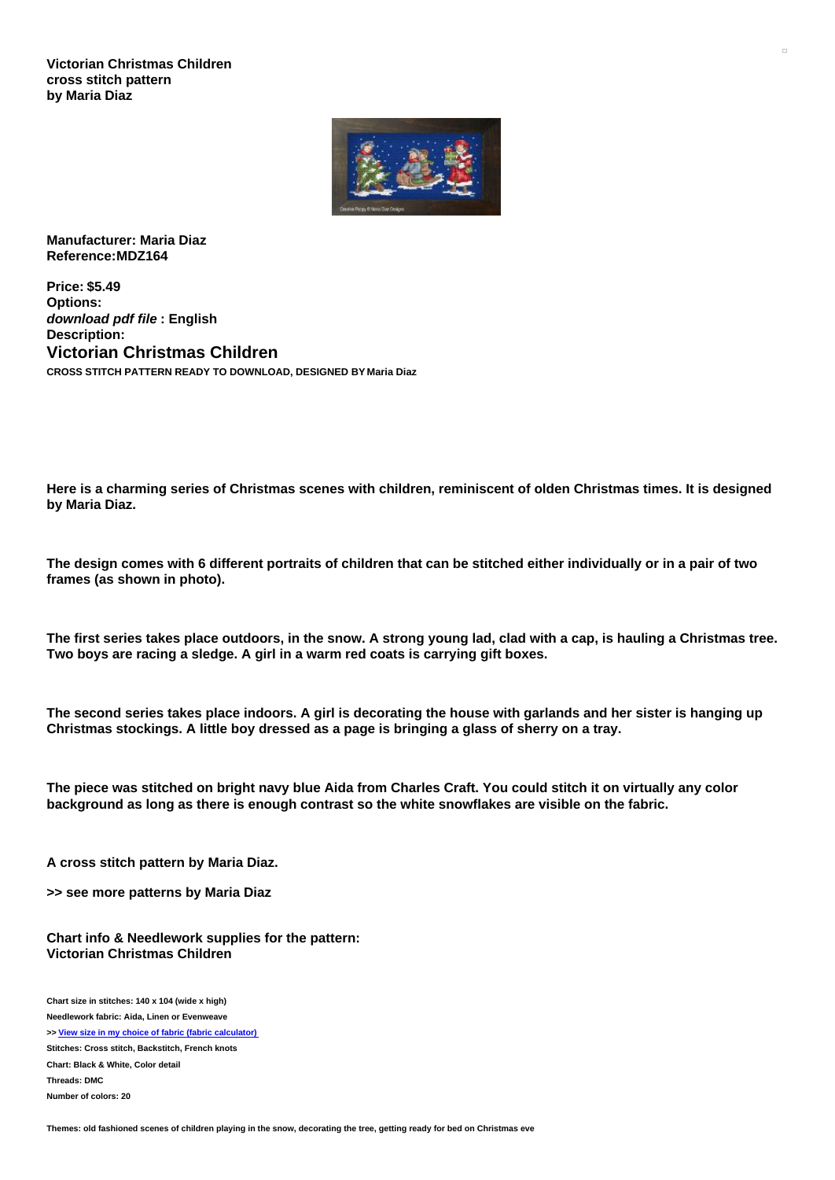**Victorian Christmas Children**
**cross stitch pattern**
**by Maria Diaz**

**Manufacturer: Maria Diaz**
**Reference:MDZ164**

**Price: $5.49**
**Options:**
***download pdf file* : English**
**Description:**

## Victorian Christmas Children

**CROSS STITCH PATTERN READY TO DOWNLOAD, DESIGNED BY Maria Diaz**

**Here is a charming series of Christmas scenes with children, reminiscent of olden Christmas times. It is designed by Maria Diaz.**

**The design comes with 6 different portraits of children that can be stitched either individually or in a pair of two frames (as shown in photo).**

**The first series takes place outdoors, in the snow. A strong young lad, clad with a cap, is hauling a Christmas tree. Two boys are racing a sledge. A girl in a warm red coats is carrying gift boxes.**

**The second series takes place indoors. A girl is decorating the house with garlands and her sister is hanging up Christmas stockings. A little boy dressed as a page is bringing a glass of sherry on a tray.**

**The piece was stitched on bright navy blue Aida from Charles Craft. You could stitch it on virtually any color background as long as there is enough contrast so the white snowflakes are visible on the fabric.**

**A cross stitch pattern by Maria Diaz.**

**>> see more patterns by Maria Diaz**

**Chart info & Needlework supplies for the pattern:**
**Victorian Christmas Children**

**Chart size in stitches: 140 x 104 (wide x high)**
**Needlework fabric: Aida, Linen or Evenweave**
**>> View size in my choice of fabric (fabric calculator)**
**Stitches: Cross stitch, Backstitch, French knots**
**Chart: Black & White, Color detail**
**Threads: DMC**
**Number of colors: 20**

**Themes: old fashioned scenes of children playing in the snow, decorating the tree, getting ready for bed on Christmas eve**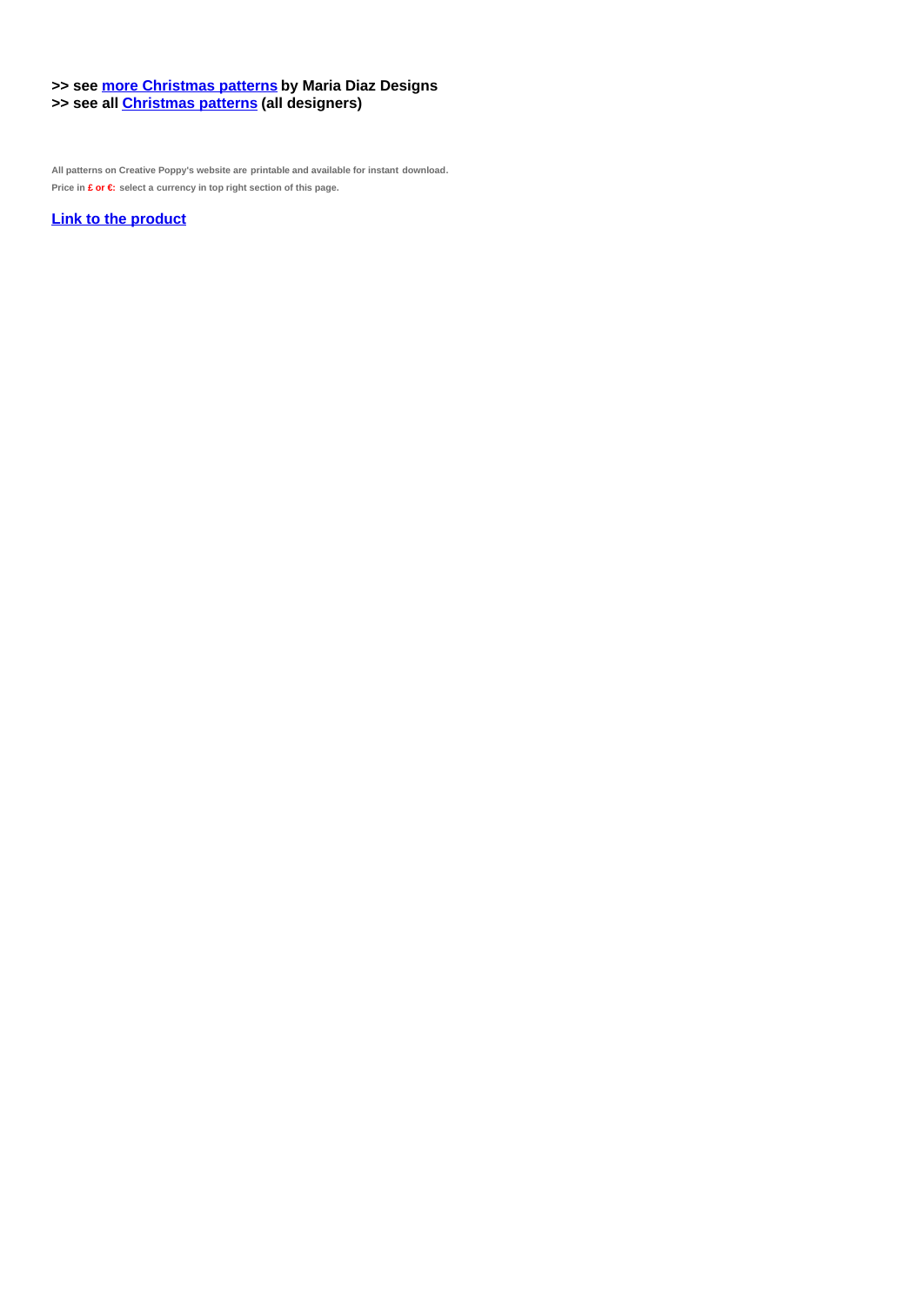**>> see more Christmas patterns by Maria Diaz Designs**
**>> see all Christmas patterns (all designers)**

All patterns on Creative Poppy's website are printable and available for instant download.
Price in £ or €: select a currency in top right section of this page.

**Link to the product**